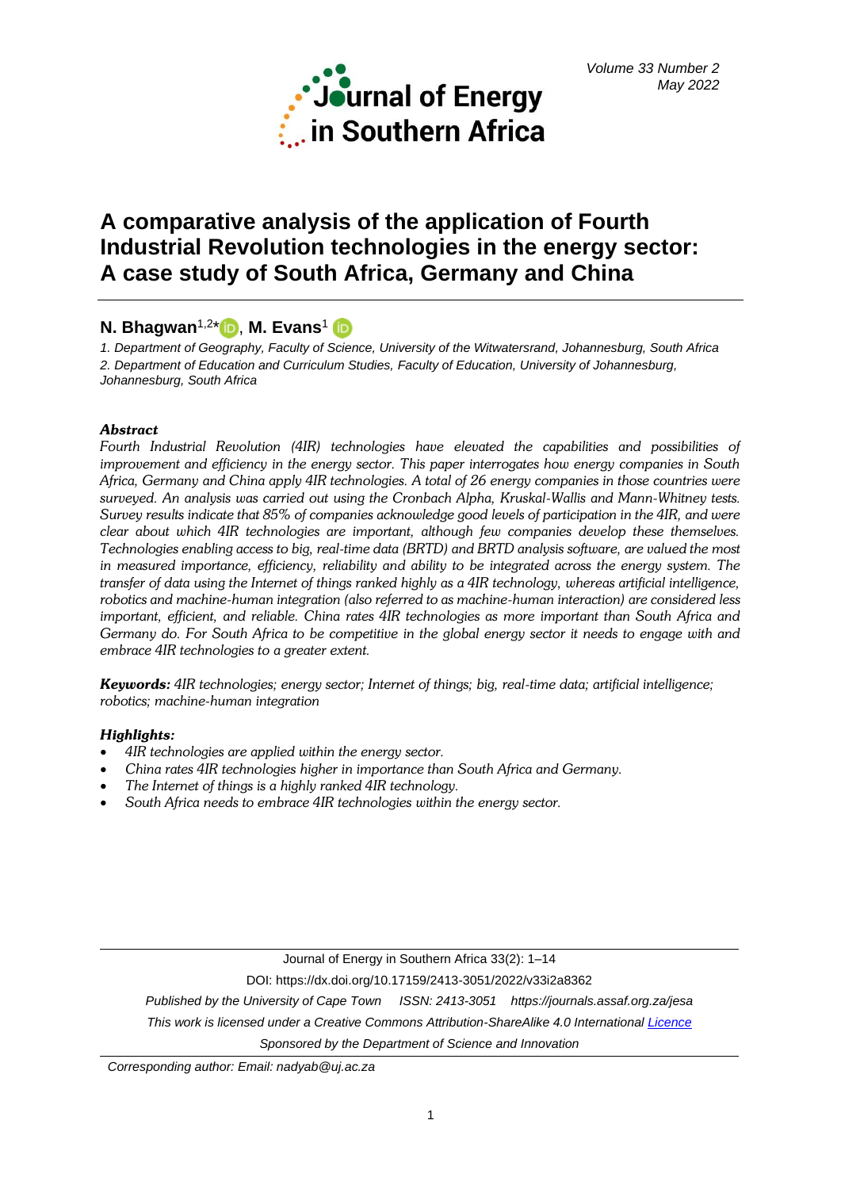# A comparative analysis of the application of Fourth Industrial Revolution technologies in the energy sector: A case study of South Africa, Germany and China

**N. Bhagwan**[1,2]*, **M. Evans**[1]

*1. Department of Geography, Faculty of Science, University of the Witwatersrand, Johannesburg, South Africa*
*2. Department of Education and Curriculum Studies, Faculty of Education, University of Johannesburg, Johannesburg, South Africa*

### *Abstract*

*Fourth Industrial Revolution (4IR) technologies have elevated the capabilities and possibilities of improvement and efficiency in the energy sector. This paper interrogates how energy companies in South Africa, Germany and China apply 4IR technologies. A total of 26 energy companies in those countries were surveyed. An analysis was carried out using the Cronbach Alpha, Kruskal-Wallis and Mann-Whitney tests. Survey results indicate that 85% of companies acknowledge good levels of participation in the 4IR, and were clear about which 4IR technologies are important, although few companies develop these themselves. Technologies enabling access to big, real-time data (BRTD) and BRTD analysis software, are valued the most in measured importance, efficiency, reliability and ability to be integrated across the energy system. The transfer of data using the Internet of things ranked highly as a 4IR technology, whereas artificial intelligence, robotics and machine-human integration (also referred to as machine-human interaction) are considered less important, efficient, and reliable. China rates 4IR technologies as more important than South Africa and Germany do. For South Africa to be competitive in the global energy sector it needs to engage with and embrace 4IR technologies to a greater extent.*

***Keywords:*** *4IR technologies; energy sector; Internet of things; big, real-time data; artificial intelligence; robotics; machine-human integration*

### *Highlights:*

- *4IR technologies are applied within the energy sector.*
- *China rates 4IR technologies higher in importance than South Africa and Germany.*
- *The Internet of things is a highly ranked 4IR technology.*
- *South Africa needs to embrace 4IR technologies within the energy sector.*

Journal of Energy in Southern Africa 33(2): 1–14

DOI: https://dx.doi.org/10.17159/2413-3051/2022/v33i2a8362

*Published by the University of Cape Town ISSN: 2413-3051 https://journals.assaf.org.za/jesa*

*This work is licensed under a Creative Commons Attribution-ShareAlike 4.0 International Licence*

*Sponsored by the Department of Science and Innovation*

*Corresponding author: Email: nadyab@uj.ac.za*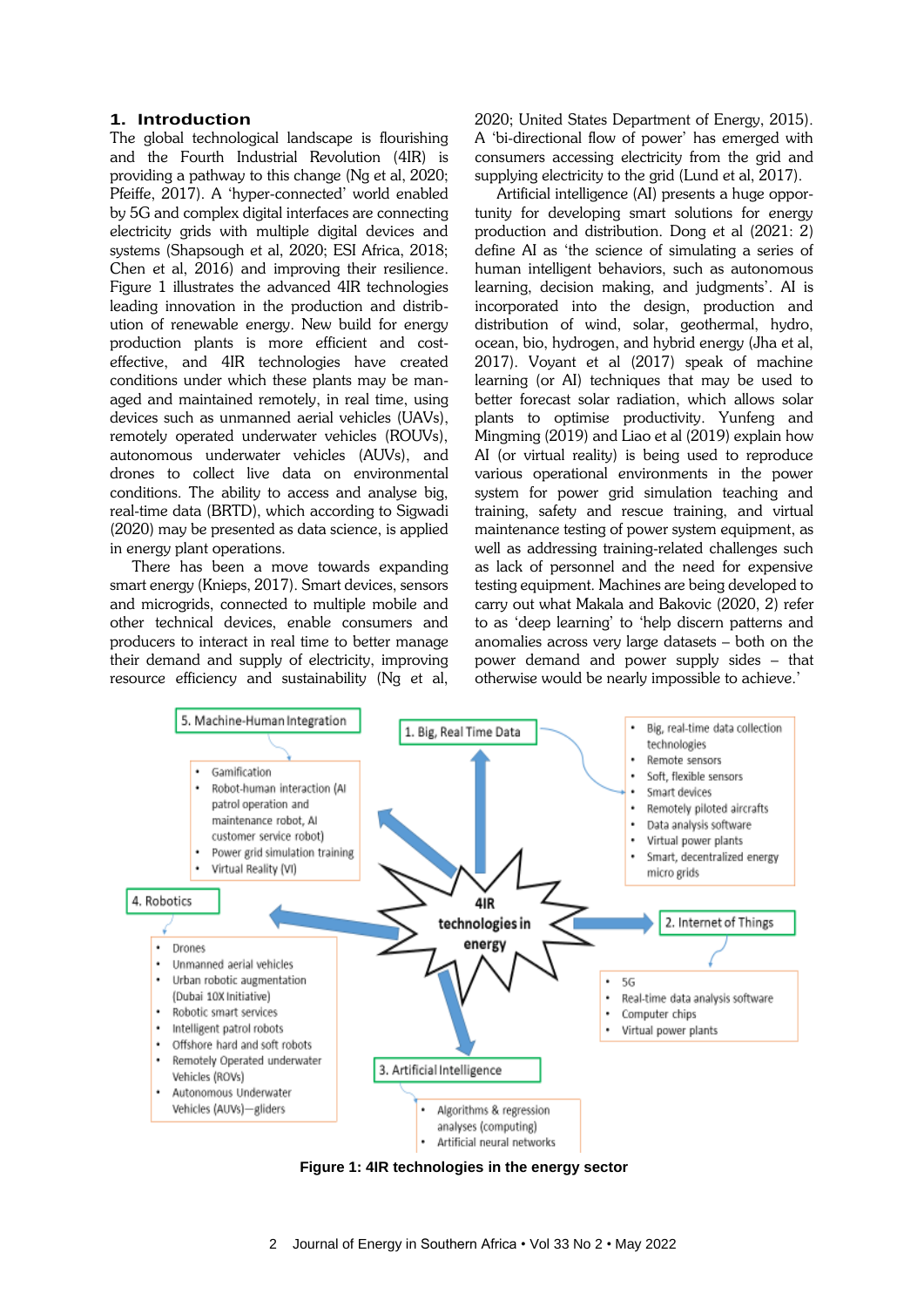## 1. Introduction

The global technological landscape is flourishing and the Fourth Industrial Revolution (4IR) is providing a pathway to this change (Ng et al, 2020; Pfeiffe, 2017). A 'hyper-connected' world enabled by 5G and complex digital interfaces are connecting electricity grids with multiple digital devices and systems (Shapsough et al, 2020; ESI Africa, 2018; Chen et al, 2016) and improving their resilience. Figure 1 illustrates the advanced 4IR technologies leading innovation in the production and distribution of renewable energy. New build for energy production plants is more efficient and cost-effective, and 4IR technologies have created conditions under which these plants may be managed and maintained remotely, in real time, using devices such as unmanned aerial vehicles (UAVs), remotely operated underwater vehicles (ROUVs), autonomous underwater vehicles (AUVs), and drones to collect live data on environmental conditions. The ability to access and analyse big, real-time data (BRTD), which according to Sigwadi (2020) may be presented as data science, is applied in energy plant operations.

There has been a move towards expanding smart energy (Knieps, 2017). Smart devices, sensors and microgrids, connected to multiple mobile and other technical devices, enable consumers and producers to interact in real time to better manage their demand and supply of electricity, improving resource efficiency and sustainability (Ng et al, 2020; United States Department of Energy, 2015). A 'bi-directional flow of power' has emerged with consumers accessing electricity from the grid and supplying electricity to the grid (Lund et al, 2017).

Artificial intelligence (AI) presents a huge opportunity for developing smart solutions for energy production and distribution. Dong et al (2021: 2) define AI as 'the science of simulating a series of human intelligent behaviors, such as autonomous learning, decision making, and judgments'. AI is incorporated into the design, production and distribution of wind, solar, geothermal, hydro, ocean, bio, hydrogen, and hybrid energy (Jha et al, 2017). Voyant et al (2017) speak of machine learning (or AI) techniques that may be used to better forecast solar radiation, which allows solar plants to optimise productivity. Yunfeng and Mingming (2019) and Liao et al (2019) explain how AI (or virtual reality) is being used to reproduce various operational environments in the power system power grid simulation teaching and training, safety and rescue training, and virtual maintenance testing of power system equipment, as well as addressing training-related challenges such as lack of personnel and the need for expensive testing equipment. Machines are being developed to carry out what Makala and Bakovic (2020, 2) refer to as 'deep learning' to 'help discern patterns and anomalies across very large datasets – both on the power demand and power supply sides – that otherwise would be nearly impossible to achieve.'

**Figure 1: 4IR technologies in the energy sector**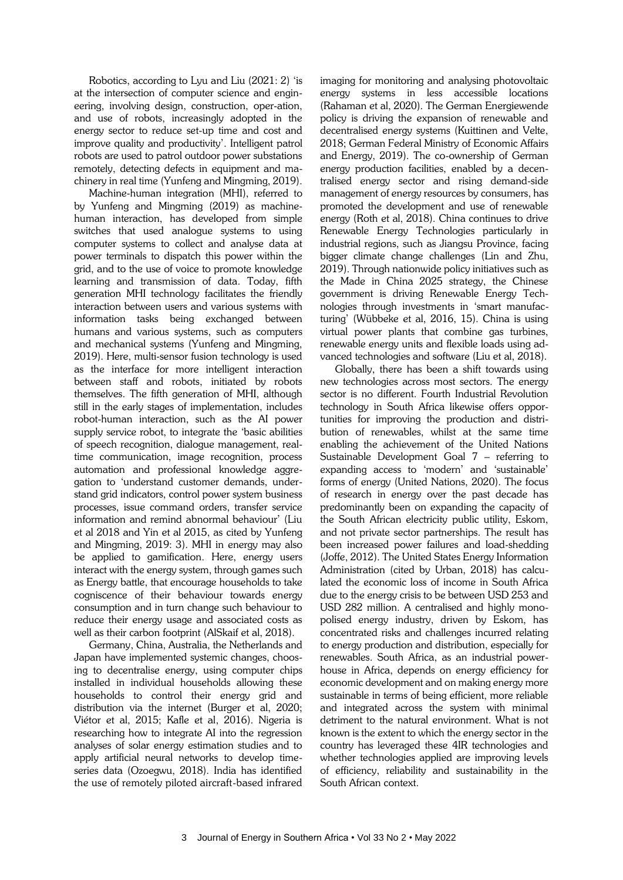Robotics, according to Lyu and Liu (2021: 2) 'is at the intersection of computer science and engineering, involving design, construction, oper-ation, and use of robots, increasingly adopted in the energy sector to reduce set-up time and cost and improve quality and productivity'. Intelligent patrol robots are used to patrol outdoor power substations remotely, detecting defects in equipment and machinery in real time (Yunfeng and Mingming, 2019).

Machine-human integration (MHI), referred to by Yunfeng and Mingming (2019) as machine-human interaction, has developed from simple switches that used analogue systems to using computer systems to collect and analyse data at power terminals to dispatch this power within the grid, and to the use of voice to promote knowledge learning and transmission of data. Today, fifth generation MHI technology facilitates the friendly interaction between users and various systems with information tasks being exchanged between humans and various systems, such as computers and mechanical systems (Yunfeng and Mingming, 2019). Here, multi-sensor fusion technology is used as the interface for more intelligent interaction between staff and robots, initiated by robots themselves. The fifth generation of MHI, although still in the early stages of implementation, includes robot-human interaction, such as the AI power supply service robot, to integrate the 'basic abilities of speech recognition, dialogue management, real-time communication, image recognition, process automation and professional knowledge aggregation to 'understand customer demands, understand grid indicators, control power system business processes, issue command orders, transfer service information and remind abnormal behaviour' (Liu et al 2018 and Yin et al 2015, as cited by Yunfeng and Mingming, 2019: 3). MHI in energy may also be applied to gamification. Here, energy users interact with the energy system, through games such as Energy battle, that encourage households to take cogniscence of their behaviour towards energy consumption and in turn change such behaviour to reduce their energy usage and associated costs as well as their carbon footprint (AlSkaif et al, 2018).

Germany, China, Australia, the Netherlands and Japan have implemented systemic changes, choosing to decentralise energy, using computer chips installed in individual households allowing these households to control their energy grid and distribution via the internet (Burger et al, 2020; Viétor et al, 2015; Kafle et al, 2016). Nigeria is researching how to integrate AI into the regression analyses of solar energy estimation studies and to apply artificial neural networks to develop time-series data (Ozoegwu, 2018). India has identified the use of remotely piloted aircraft-based infrared imaging for monitoring and analysing photovoltaic energy systems in less accessible locations (Rahaman et al, 2020). The German Energiewende policy is driving the expansion of renewable and decentralised energy systems (Kuittinen and Velte, 2018; German Federal Ministry of Economic Affairs and Energy, 2019). The co-ownership of German energy production facilities, enabled by a decentralised energy sector and rising demand-side management of energy resources by consumers, has promoted the development and use of renewable energy (Roth et al, 2018). China continues to drive Renewable Energy Technologies particularly in industrial regions, such as Jiangsu Province, facing bigger climate change challenges (Lin and Zhu, 2019). Through nationwide policy initiatives such as the Made in China 2025 strategy, the Chinese government is driving Renewable Energy Technologies through investments in 'smart manufacturing' (Wübbeke et al, 2016, 15). China is using virtual power plants that combine gas turbines, renewable energy units and flexible loads using advanced technologies and software (Liu et al, 2018).

Globally, there has been a shift towards using new technologies across most sectors. The energy sector is no different. Fourth Industrial Revolution technology in South Africa likewise offers opportunities for improving the production and distribution of renewables, whilst at the same time enabling the achievement of the United Nations Sustainable Development Goal 7 – referring to expanding access to 'modern' and 'sustainable' forms of energy (United Nations, 2020). The focus of research in energy over the past decade has predominantly been on expanding the capacity of the South African electricity public utility, Eskom, and not private sector partnerships. The result has been increased power failures and load-shedding (Joffe, 2012). The United States Energy Information Administration (cited by Urban, 2018) has calculated the economic loss of income in South Africa due to the energy crisis to be between USD 253 and USD 282 million. A centralised and highly monopolised energy industry, driven by Eskom, has concentrated risks and challenges incurred relating to energy production and distribution, especially for renewables. South Africa, as an industrial powerhouse in Africa, depends on energy efficiency for economic development and on making energy more sustainable in terms of being efficient, more reliable and integrated across the system with minimal detriment to the natural environment. What is not known is the extent to which the energy sector in the country has leveraged these 4IR technologies and whether technologies applied are improving levels of efficiency, reliability and sustainability in the South African context.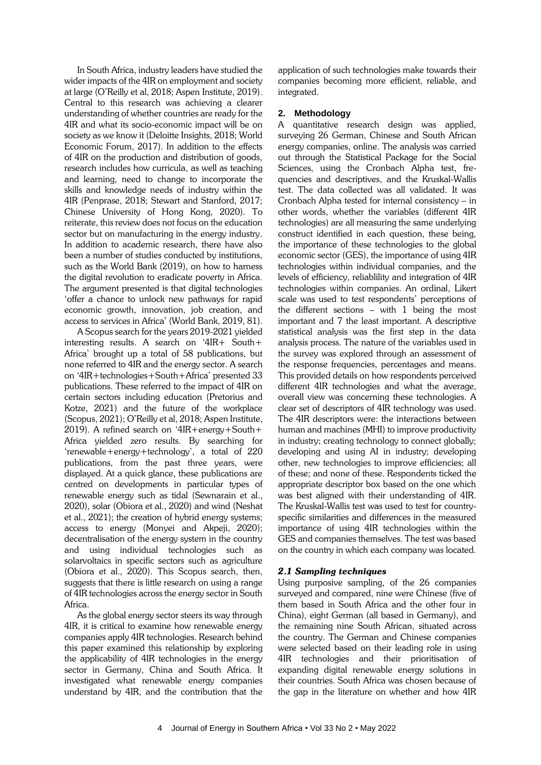In South Africa, industry leaders have studied the wider impacts of the 4IR on employment and society at large (O'Reilly et al, 2018; Aspen Institute, 2019). Central to this research was achieving a clearer understanding of whether countries are ready for the 4IR and what its socio-economic impact will be on society as we know it (Deloitte Insights, 2018; World Economic Forum, 2017). In addition to the effects of 4IR on the production and distribution of goods, research includes how curricula, as well as teaching and learning, need to change to incorporate the skills and knowledge needs of industry within the 4IR (Penprase, 2018; Stewart and Stanford, 2017; Chinese University of Hong Kong, 2020). To reiterate, this review does not focus on the education sector but on manufacturing in the energy industry. In addition to academic research, there have also been a number of studies conducted by institutions, such as the World Bank (2019), on how to harness the digital revolution to eradicate poverty in Africa. The argument presented is that digital technologies 'offer a chance to unlock new pathways for rapid economic growth, innovation, job creation, and access to services in Africa' (World Bank, 2019, 81).

A Scopus search for the years 2019-2021 yielded interesting results. A search on '4IR+ South+ Africa' brought up a total of 58 publications, but none referred to 4IR and the energy sector. A search on '4IR+technologies+South+Africa' presented 33 publications. These referred to the impact of 4IR on certain sectors including education (Pretorius and Kotze, 2021) and the future of the workplace (Scopus, 2021); O'Reilly et al, 2018; Aspen Institute, 2019). A refined search on '4IR+energy+South+ Africa yielded zero results. By searching for 'renewable+energy+technology', a total of 220 publications, from the past three years, were displayed. At a quick glance, these publications are centred on developments in particular types of renewable energy such as tidal (Sewnarain et al., 2020), solar (Obiora et al., 2020) and wind (Neshat et al., 2021); the creation of hybrid energy systems; access to energy (Monyei and Akpeji, 2020); decentralisation of the energy system in the country and using individual technologies such as solarvoltaics in specific sectors such as agriculture (Obiora et al., 2020). This Scopus search, then, suggests that there is little research on using a range of 4IR technologies across the energy sector in South Africa.

As the global energy sector steers its way through 4IR, it is critical to examine how renewable energy companies apply 4IR technologies. Research behind this paper examined this relationship by exploring the applicability of 4IR technologies in the energy sector in Germany, China and South Africa. It investigated what renewable energy companies understand by 4IR, and the contribution that the application of such technologies make towards their companies becoming more efficient, reliable, and integrated.

## 2. Methodology

A quantitative research design was applied, surveying 26 German, Chinese and South African energy companies, online. The analysis was carried out through the Statistical Package for the Social Sciences, using the Cronbach Alpha test, frequencies and descriptives, and the Kruskal-Wallis test. The data collected was all validated. It was Cronbach Alpha tested for internal consistency – in other words, whether the variables (different 4IR technologies) are all measuring the same underlying construct identified in each question, these being, the importance of these technologies to the global economic sector (GES), the importance of using 4IR technologies within individual companies, and the levels of efficiency, reliablility and integration of 4IR technologies within companies. An ordinal, Likert scale was used to test respondents' perceptions of the different sections – with 1 being the most important and 7 the least important. A descriptive statistical analysis was the first step in the data analysis process. The nature of the variables used in the survey was explored through an assessment of the response frequencies, percentages and means. This provided details on how respondents perceived different 4IR technologies and what the average, overall view was concerning these technologies. A clear set of descriptors of 4IR technology was used. The 4IR descriptors were: the interactions between human and machines (MHI) to improve productivity in industry; creating technology to connect globally; developing and using AI in industry; developing other, new technologies to improve efficiencies; all of these; and none of these. Respondents ticked the appropriate descriptor box based on the one which was best aligned with their understanding of 4IR. The Kruskal-Wallis test was used to test for country-specific similarities and differences in the measured importance of using 4IR technologies within the GES and companies themselves. The test was based on the country in which each company was located.

### *2.1 Sampling techniques*

Using purposive sampling, of the 26 companies surveyed and compared, nine were Chinese (five of them based in South Africa and the other four in China), eight German (all based in Germany), and the remaining nine South African, situated across the country. The German and Chinese companies were selected based on their leading role in using 4IR technologies and their prioritisation of expanding digital renewable energy solutions in their countries. South Africa was chosen because of the gap in the literature on whether and how 4IR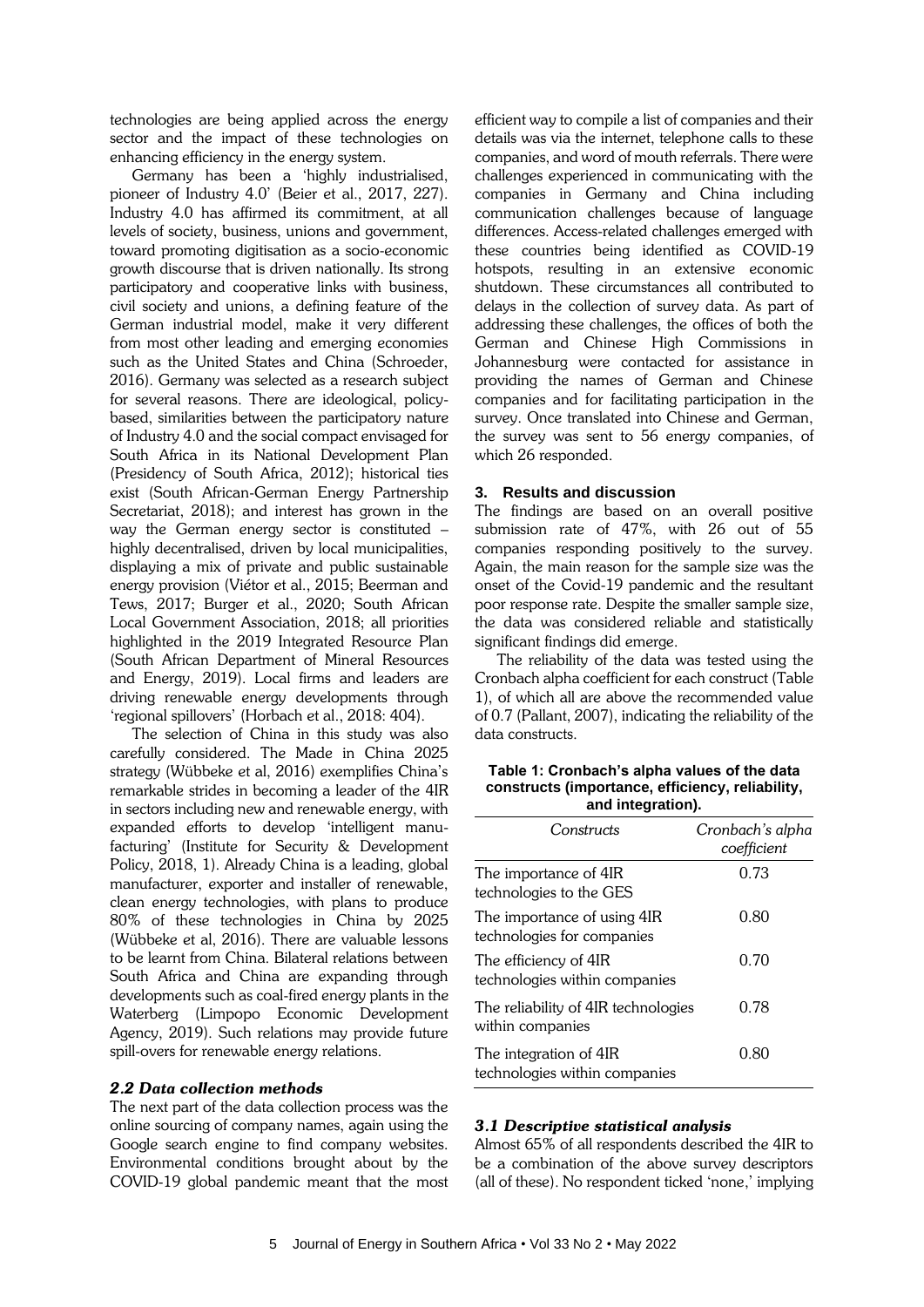technologies are being applied across the energy sector and the impact of these technologies on enhancing efficiency in the energy system.

Germany has been a 'highly industrialised, pioneer of Industry 4.0' (Beier et al., 2017, 227). Industry 4.0 has affirmed its commitment, at all levels of society, business, unions and government, toward promoting digitisation as a socio-economic growth discourse that is driven nationally. Its strong participatory and cooperative links with business, civil society and unions, a defining feature of the German industrial model, make it very different from most other leading and emerging economies such as the United States and China (Schroeder, 2016). Germany was selected as a research subject for several reasons. There are ideological, policy-based, similarities between the participatory nature of Industry 4.0 and the social compact envisaged for South Africa in its National Development Plan (Presidency of South Africa, 2012); historical ties exist (South African-German Energy Partnership Secretariat, 2018); and interest has grown in the way the German energy sector is constituted – highly decentralised, driven by local municipalities, displaying a mix of private and public sustainable energy provision (Viétor et al., 2015; Beerman and Tews, 2017; Burger et al., 2020; South African Local Government Association, 2018; all priorities highlighted in the 2019 Integrated Resource Plan (South African Department of Mineral Resources and Energy, 2019). Local firms and leaders are driving renewable energy developments through 'regional spillovers' (Horbach et al., 2018: 404).

The selection of China in this study was also carefully considered. The Made in China 2025 strategy (Wübbeke et al, 2016) exemplifies China's remarkable strides in becoming a leader of the 4IR in sectors including new and renewable energy, with expanded efforts to develop 'intelligent manufacturing' (Institute for Security & Development Policy, 2018, 1). Already China is a leading, global manufacturer, exporter and installer of renewable, clean energy technologies, with plans to produce 80% of these technologies in China by 2025 (Wübbeke et al, 2016). There are valuable lessons to be learnt from China. Bilateral relations between South Africa and China are expanding through developments such as coal-fired energy plants in the Waterberg (Limpopo Economic Development Agency, 2019). Such relations may provide future spill-overs for renewable energy relations.

### *2.2 Data collection methods*

The next part of the data collection process was the online sourcing of company names, again using the Google search engine to find company websites. Environmental conditions brought about by the COVID-19 global pandemic meant that the most efficient way to compile a list of companies and their details was via the internet, telephone calls to these companies, and word of mouth referrals. There were challenges experienced in communicating with the companies in Germany and China including communication challenges because of language differences. Access-related challenges emerged with these countries being identified as COVID-19 hotspots, resulting in an extensive economic shutdown. These circumstances all contributed to delays in the collection of survey data. As part of addressing these challenges, the offices of both the German and Chinese High Commissions in Johannesburg were contacted for assistance in providing the names of German and Chinese companies and for facilitating participation in the survey. Once translated into Chinese and German, the survey was sent to 56 energy companies, of which 26 responded.

## 3. Results and discussion

The findings are based on an overall positive submission rate of 47%, with 26 out of 55 companies responding positively to the survey. Again, the main reason for the sample size was the onset of the Covid-19 pandemic and the resultant poor response rate. Despite the smaller sample size, the data was considered reliable and statistically significant findings did emerge.

The reliability of the data was tested using the Cronbach alpha coefficient for each construct (Table 1), of which all are above the recommended value of 0.7 (Pallant, 2007), indicating the reliability of the data constructs.

**Table 1: Cronbach's alpha values of the data constructs (importance, efficiency, reliability, and integration).**

| *Constructs* | *Cronbach's alpha coefficient* |
|---|---|
| The importance of 4IR technologies to the GES | 0.73 |
| The importance of using 4IR technologies for companies | 0.80 |
| The efficiency of 4IR technologies within companies | 0.70 |
| The reliability of 4IR technologies within companies | 0.78 |
| The integration of 4IR technologies within companies | 0.80 |

### *3.1 Descriptive statistical analysis*

Almost 65% of all respondents described the 4IR to be a combination of the above survey descriptors (all of these). No respondent ticked 'none,' implying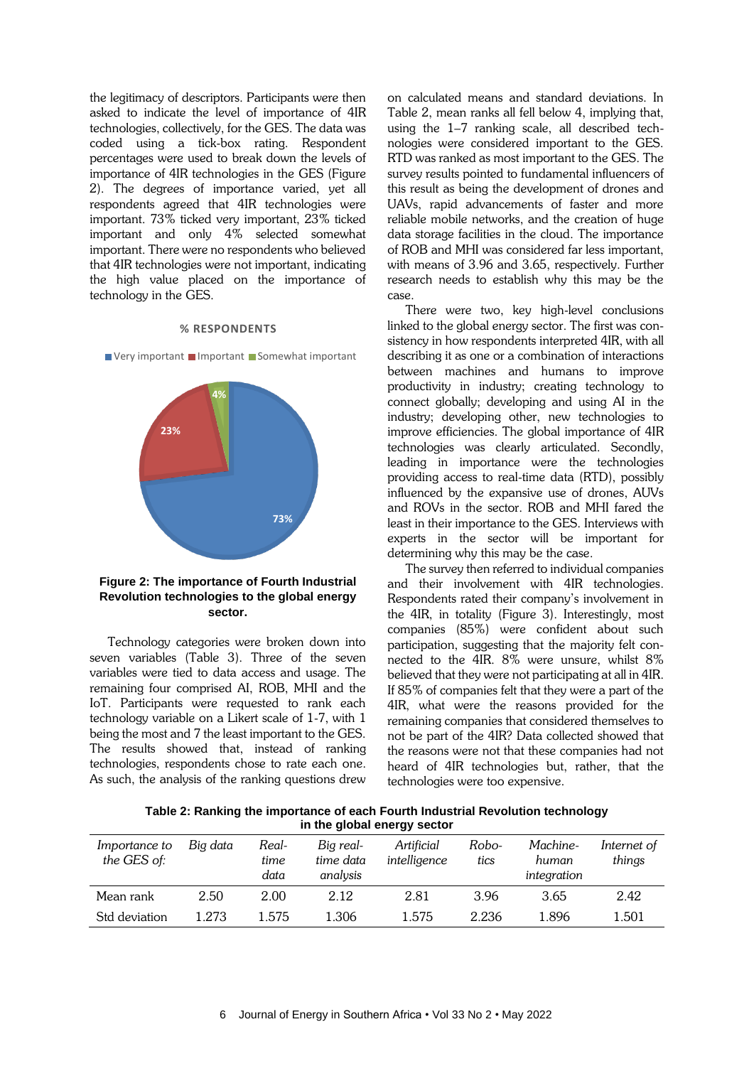the legitimacy of descriptors. Participants were then asked to indicate the level of importance of 4IR technologies, collectively, for the GES. The data was coded using a tick-box rating. Respondent percentages were used to break down the levels of importance of 4IR technologies in the GES (Figure 2). The degrees of importance varied, *yet* all respondents agreed that 4IR technologies were important. 73% ticked very important, 23% ticked important and only 4% selected somewhat important. There were no respondents who believed that 4IR technologies were not important, indicating the high value placed on the importance of technology in the GES.

**% RESPONDENTS**

Very important | Important | Somewhat important

73% | 23% | 4%

**Figure 2: The importance of Fourth Industrial Revolution technologies to the global energy sector.**

Technology categories were broken down into seven variables (Table 3). Three of the seven variables were tied to data access and usage. The remaining four comprised AI, ROB, MHI and the IoT. Participants were requested to rank each technology variable on a Likert scale of 1-7, with 1 being the most and 7 the least important to the GES. The results showed that, instead of ranking technologies, respondents chose to rate each one. As such, the analysis of the ranking questions drew on calculated means and standard deviations. In Table 2, mean ranks all fell below 4, implying that, using the 1–7 ranking scale, all described technologies were considered important to the GES. RTD was ranked as most important to the GES. The survey results pointed to fundamental influencers of this result as being the development of drones and UAVs, rapid advancements of faster and more reliable mobile networks, and the creation of huge data storage facilities in the cloud. The importance of ROB and MHI was considered far less important, with means of 3.96 and 3.65, respectively. Further research needs to establish why this may be the case.

There were two, key high-level conclusions linked to the global energy sector. The first was consistency in how respondents interpreted 4IR, with all describing it as one or a combination of interactions between machines and humans to improve productivity in industry; creating technology to connect globally; developing and using AI in the industry; developing other, new technologies to improve efficiencies. The global importance of 4IR technologies was clearly articulated. Secondly, leading in importance were the technologies providing access to real-time data (RTD), possibly influenced by the expansive use of drones, AUVs and ROVs in the sector. ROB and MHI fared the least in their importance to the GES. Interviews with experts in the sector will be important for determining why this may be the case.

The survey then referred to individual companies and their involvement with 4IR technologies. Respondents rated their company's involvement in the 4IR, in totality (Figure 3). Interestingly, most companies (85%) were confident about such participation, suggesting that the majority felt connected to the 4IR. 8% were unsure, whilst 8% believed that they were not participating at all in 4IR. If 85% of companies felt that they were a part of the 4IR, what were the reasons provided for the remaining companies that considered themselves to not be part of the 4IR? Data collected showed that the reasons were not that these companies had not heard of 4IR technologies but, rather, that the technologies were too expensive.

**Table 2: Ranking the importance of each Fourth Industrial Revolution technology in the global energy sector**

| *Importance to the GES of:* | *Big data* | *Real-time data* | *Big real-time data analysis* | *Artificial intelligence* | *Robotics* | *Machine-human integration* | *Internet of things* |
|---|---|---|---|---|---|---|---|
| Mean rank | 2.50 | 2.00 | 2.12 | 2.81 | 3.96 | 3.65 | 2.42 |
| Std deviation | 1.273 | 1.575 | 1.306 | 1.575 | 2.236 | 1.896 | 1.501 |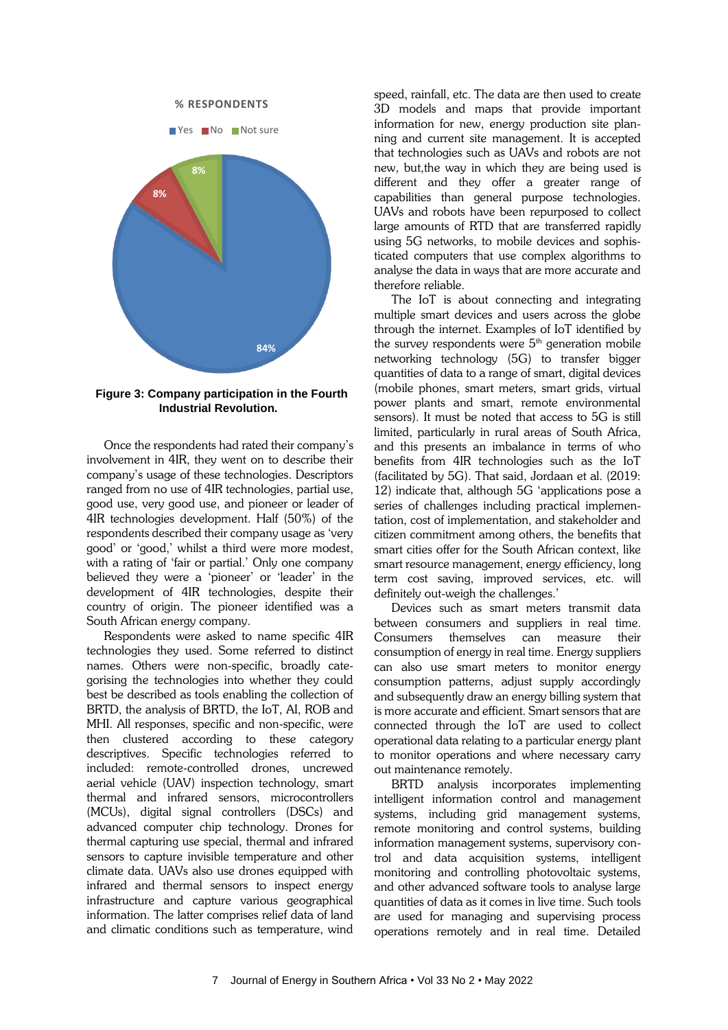% RESPONDENTS

Yes No Not sure

8% 8% 84%

**Figure 3: Company participation in the Fourth Industrial Revolution.**

Once the respondents had rated their company's involvement in 4IR, they went on to describe their company's usage of these technologies. Descriptors ranged from no use of 4IR technologies, partial use, good use, very good use, and pioneer or leader of 4IR technologies development. Half (50%) of the respondents described their company usage as 'very good' or 'good,' whilst a third were more modest, with a rating of 'fair or partial.' Only one company believed they were a 'pioneer' or 'leader' in the development of 4IR technologies, despite their country of origin. The pioneer identified was a South African energy company.

Respondents were asked to name specific 4IR technologies they used. Some referred to distinct names. Others were non-specific, broadly categorising the technologies into whether they could best be described as tools enabling the collection of BRTD, the analysis of BRTD, the IoT, AI, ROB and MHI. All responses, specific and non-specific, were then clustered according to these category descriptives. Specific technologies referred to included: remote-controlled drones, uncrewed aerial vehicle (UAV) inspection technology, smart thermal and infrared sensors, microcontrollers (MCUs), digital signal controllers (DSCs) and advanced computer chip technology. Drones for thermal capturing use special, thermal and infrared sensors to capture invisible temperature and other climate data. UAVs also use drones equipped with infrared and thermal sensors to inspect energy infrastructure and capture various geographical information. The latter comprises relief data of land and climatic conditions such as temperature, wind speed, rainfall, etc. The data are then used to create 3D models and maps that provide important information for new, energy production site planning and current site management. It is accepted that technologies such as UAVs and robots are not new, but,the way in which they are being used is different and they offer a greater range of capabilities than general purpose technologies. UAVs and robots have been repurposed to collect large amounts of RTD that are transferred rapidly using 5G networks, to mobile devices and sophisticated computers that use complex algorithms to analyse the data in ways that are more accurate and therefore reliable.

The IoT is about connecting and integrating multiple smart devices and users across the globe through the internet. Examples of IoT identified by the survey respondents were 5[th] generation mobile networking technology (5G) to transfer bigger quantities of data to a range of smart, digital devices (mobile phones, smart meters, smart grids, virtual power plants and smart, remote environmental sensors). It must be noted that access to 5G is still limited, particularly in rural areas of South Africa, and this presents an imbalance in terms of who benefits from 4IR technologies such as the IoT (facilitated by 5G). That said, Jordaan et al. (2019: 12) indicate that, although 5G 'applications pose a series of challenges including practical implementation, cost of implementation, and stakeholder and citizen commitment among others, the benefits that smart cities offer for the South African context, like smart resource management, energy efficiency, long term cost saving, improved services, etc. will definitely out-weigh the challenges.'

Devices such as smart meters transmit data between consumers and suppliers in real time. Consumers themselves can measure their consumption of energy in real time. Energy suppliers can also use smart meters to monitor energy consumption patterns, adjust supply accordingly and subsequently draw an energy billing system that is more accurate and efficient. Smart sensors that are connected through the IoT are used to collect operational data relating to a particular energy plant to monitor operations and where necessary carry out maintenance remotely.

BRTD analysis incorporates implementing intelligent information control and management systems, including grid management systems, remote monitoring and control systems, building information management systems, supervisory control and data acquisition systems, intelligent monitoring and controlling photovoltaic systems, and other advanced software tools to analyse large quantities of data as it comes in live time. Such tools are used for managing and supervising process operations remotely and in real time. Detailed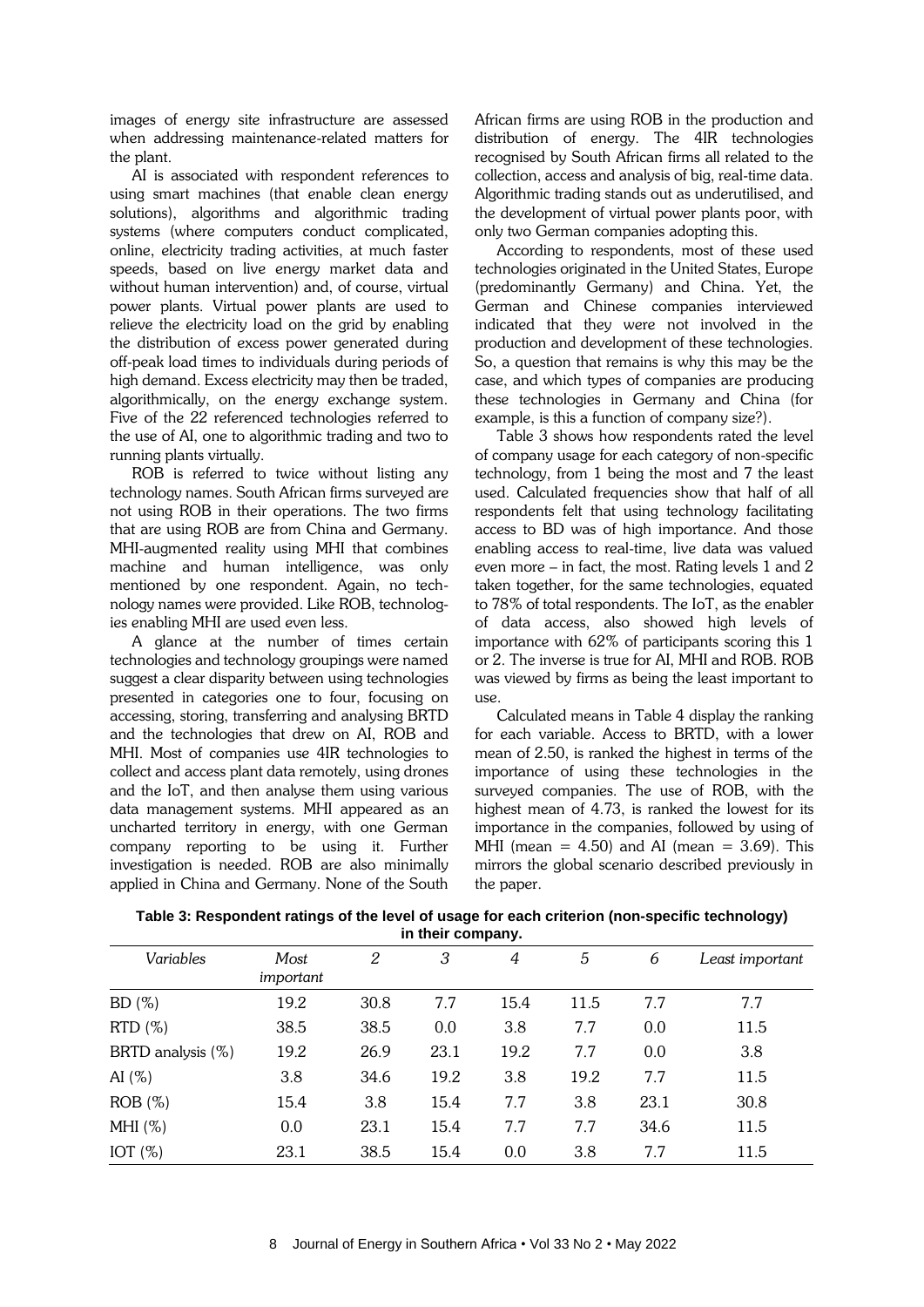images of energy site infrastructure are assessed when addressing maintenance-related matters for the plant.

AI is associated with respondent references to using smart machines (that enable clean energy solutions), algorithms and algorithmic trading systems (where computers conduct complicated, online, electricity trading activities, at much faster speeds, based on live energy market data and without human intervention) and, of course, virtual power plants. Virtual power plants are used to relieve the electricity load on the grid by enabling the distribution of excess power generated during off-peak load times to individuals during periods of high demand. Excess electricity may then be traded, algorithmically, on the energy exchange system. Five of the 22 referenced technologies referred to the use of AI, one to algorithmic trading and two to running plants virtually.

ROB is referred to twice without listing any technology names. South African firms surveyed are not using ROB in their operations. The two firms that are using ROB are from China and Germany. MHI-augmented reality using MHI that combines machine and human intelligence, was only mentioned by one respondent. Again, no technology names were provided. Like ROB, technologies enabling MHI are used even less.

A glance at the number of times certain technologies and technology groupings were named suggest a clear disparity between using technologies presented in categories one to four, focusing on accessing, storing, transferring and analysing BRTD and the technologies that drew on AI, ROB and MHI. Most of companies use 4IR technologies to collect and access plant data remotely, using drones and the IoT, and then analyse them using various data management systems. MHI appeared as an uncharted territory in energy, with one German company reporting to be using it. Further investigation is needed. ROB are also minimally applied in China and Germany. None of the South African firms are using ROB in the production and distribution of energy. The 4IR technologies recognised by South African firms all related to the collection, access and analysis of big, real-time data. Algorithmic trading stands out as underutilised, and the development of virtual power plants poor, with only two German companies adopting this.

According to respondents, most of these used technologies originated in the United States, Europe (predominantly Germany) and China. Yet, the German and Chinese companies interviewed indicated that they were not involved in the production and development of these technologies. So, a question that remains is why this may be the case, and which types of companies are producing these technologies in Germany and China (for example, is this a function of company size?).

Table 3 shows how respondents rated the level of company usage for each category of non-specific technology, from 1 being the most and 7 the least used. Calculated frequencies show that half of all respondents felt that using technology facilitating access to BD was of high importance. And those enabling access to real-time, live data was valued even more – in fact, the most. Rating levels 1 and 2 taken together, for the same technologies, equated to 78% of total respondents. The IoT, as the enabler of data access, also showed high levels of importance with 62% of participants scoring this 1 or 2. The inverse is true for AI, MHI and ROB. ROB was viewed by firms as being the least important to use.

Calculated means in Table 4 display the ranking for each variable. Access to BRTD, with a lower mean of 2.50, is ranked the highest in terms of the importance of using these technologies in the surveyed companies. The use of ROB, with the highest mean of 4.73, is ranked the lowest for its importance in the companies, followed by using of MHI (mean = 4.50) and AI (mean = 3.69). This mirrors the global scenario described previously in the paper.

**Table 3: Respondent ratings of the level of usage for each criterion (non-specific technology) in their company.**

| *Variables* | *Most important* | *2* | *3* | *4* | *5* | *6* | *Least important* |
|---|---|---|---|---|---|---|---|
| BD (%) | 19.2 | 30.8 | 7.7 | 15.4 | 11.5 | 7.7 | 7.7 |
| RTD (%) | 38.5 | 38.5 | 0.0 | 3.8 | 7.7 | 0.0 | 11.5 |
| BRTD analysis (%) | 19.2 | 26.9 | 23.1 | 19.2 | 7.7 | 0.0 | 3.8 |
| AI (%) | 3.8 | 34.6 | 19.2 | 3.8 | 19.2 | 7.7 | 11.5 |
| ROB (%) | 15.4 | 3.8 | 15.4 | 7.7 | 3.8 | 23.1 | 30.8 |
| MHI (%) | 0.0 | 23.1 | 15.4 | 7.7 | 7.7 | 34.6 | 11.5 |
| IOT (%) | 23.1 | 38.5 | 15.4 | 0.0 | 3.8 | 7.7 | 11.5 |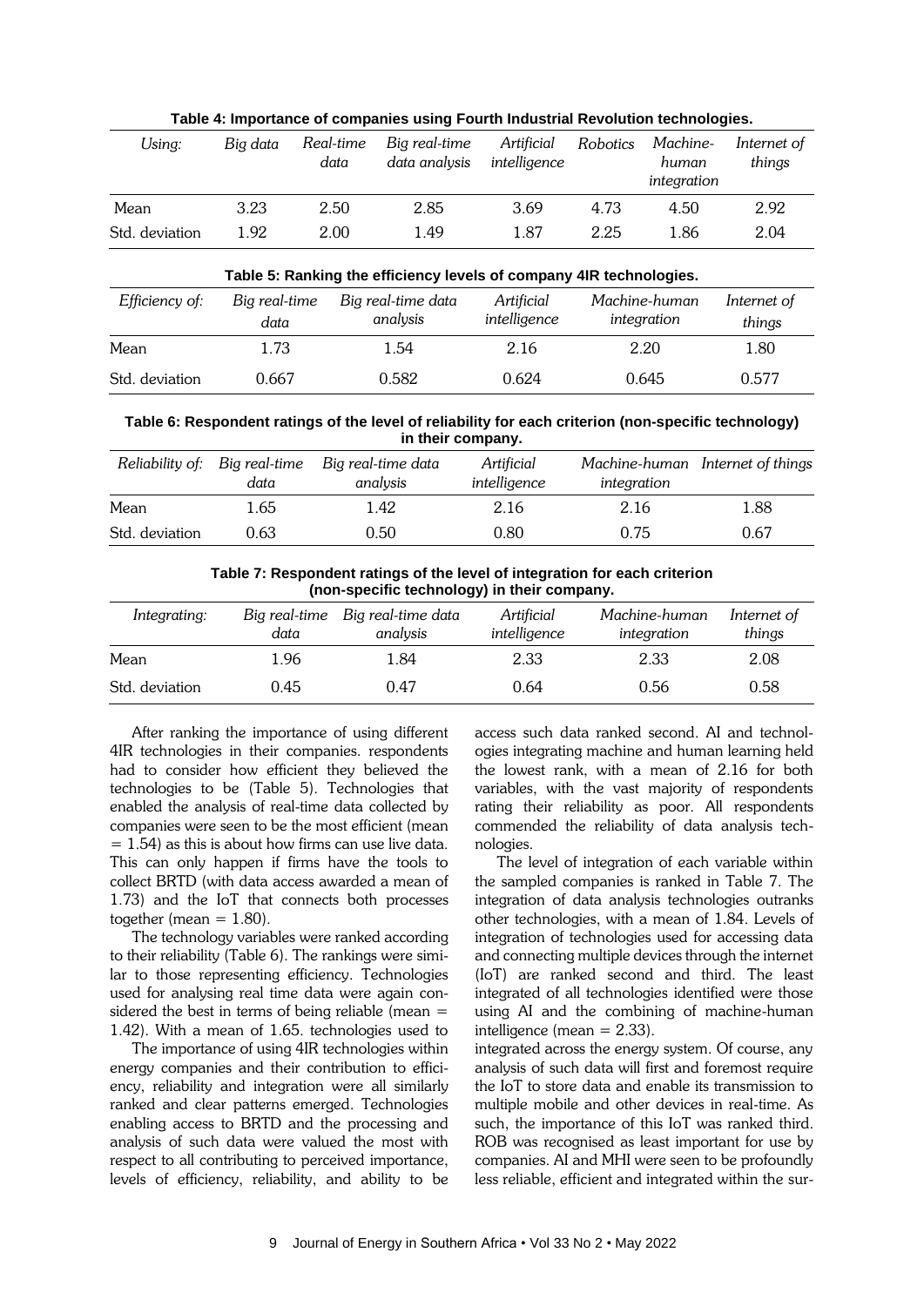**Table 4: Importance of companies using Fourth Industrial Revolution technologies.**

| *Using:* | *Big data* | *Real-time data* | *Big real-time data analysis* | *Artificial intelligence* | *Robotics* | *Machine-human integration* | *Internet of things* |
|---|---|---|---|---|---|---|---|
| Mean | 3.23 | 2.50 | 2.85 | 3.69 | 4.73 | 4.50 | 2.92 |
| Std. deviation | 1.92 | 2.00 | 1.49 | 1.87 | 2.25 | 1.86 | 2.04 |

**Table 5: Ranking the efficiency levels of company 4IR technologies.**

| *Efficiency of:* | *Big real-time data* | *Big real-time data analysis* | *Artificial intelligence* | *Machine-human integration* | *Internet of things* |
|---|---|---|---|---|---|
| Mean | 1.73 | 1.54 | 2.16 | 2.20 | 1.80 |
| Std. deviation | 0.667 | 0.582 | 0.624 | 0.645 | 0.577 |

**Table 6: Respondent ratings of the level of reliability for each criterion (non-specific technology) in their company.**

| *Reliability of:* | *Big real-time data* | *Big real-time data analysis* | *Artificial intelligence* | *Machine-human integration* | *Internet of things* |
|---|---|---|---|---|---|
| Mean | 1.65 | 1.42 | 2.16 | 2.16 | 1.88 |
| Std. deviation | 0.63 | 0.50 | 0.80 | 0.75 | 0.67 |

**Table 7: Respondent ratings of the level of integration for each criterion (non-specific technology) in their company.**

| *Integrating:* | *Big real-time data* | *Big real-time data analysis* | *Artificial intelligence* | *Machine-human integration* | *Internet of things* |
|---|---|---|---|---|---|
| Mean | 1.96 | 1.84 | 2.33 | 2.33 | 2.08 |
| Std. deviation | 0.45 | 0.47 | 0.64 | 0.56 | 0.58 |

After ranking the importance of using different 4IR technologies in their companies. respondents had to consider how efficient they believed the technologies to be (Table 5). Technologies that enabled the analysis of real-time data collected by companies were seen to be the most efficient (mean = 1.54) as this is about how firms can use live data. This can only happen if firms have the tools to collect BRTD (with data access awarded a mean of 1.73) and the IoT that connects both processes together (mean = 1.80).

The technology variables were ranked according to their reliability (Table 6). The rankings were similar to those representing efficiency. Technologies used for analysing real time data were again considered the best in terms of being reliable (mean = 1.42). With a mean of 1.65. technologies used to access such data ranked second. AI and technologies integrating machine and human learning held the lowest rank, with a mean of 2.16 for both variables, with the vast majority of respondents rating their reliability as poor. All respondents commended the reliability of data analysis technologies.

The level of integration of each variable within the sampled companies is ranked in Table 7. The integration of data analysis technologies outranks other technologies, with a mean of 1.84. Levels of integration of technologies used for accessing data and connecting multiple devices through the internet (IoT) are ranked second and third. The least integrated of all technologies identified were those using AI and the combining of machine-human intelligence (mean = 2.33).

The importance of using 4IR technologies within energy companies and their contribution to efficiency, reliability and integration were all similarly ranked and clear patterns emerged. Technologies enabling access to BRTD and the processing and analysis of such data were valued the most with respect to all contributing to perceived importance, levels of efficiency, reliability, and ability to be integrated across the energy system. Of course, any analysis of such data will first and foremost require the IoT to store data and enable its transmission to multiple mobile and other devices in real-time. As such, the importance of this IoT was ranked third. ROB was recognised as least important for use by companies. AI and MHI were seen to be profoundly less reliable, efficient and integrated within the sur-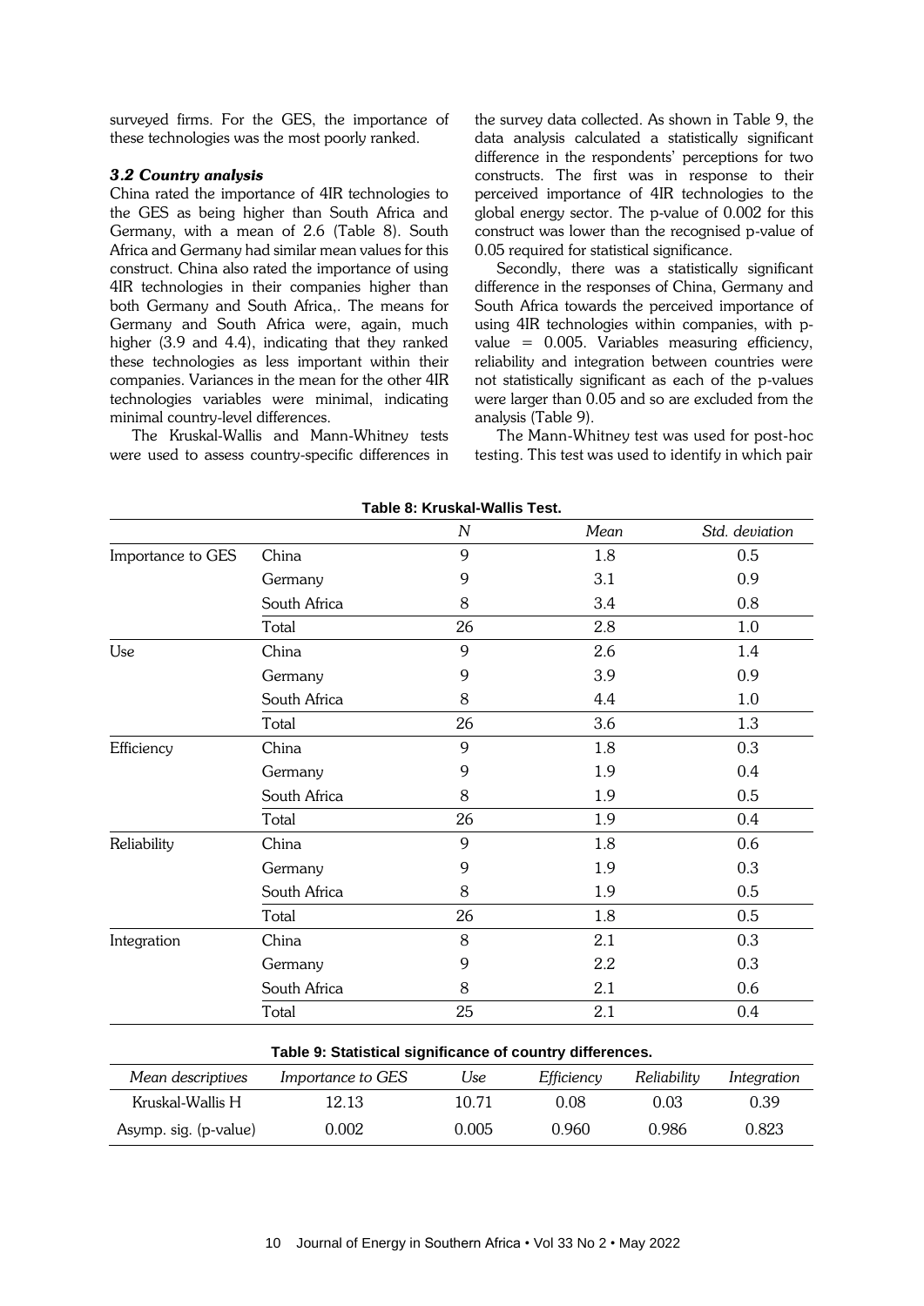surveyed firms. For the GES, the importance of these technologies was the most poorly ranked.

### *3.2 Country analysis*

China rated the importance of 4IR technologies to the GES as being higher than South Africa and Germany, with a mean of 2.6 (Table 8). South Africa and Germany had similar mean values for this construct. China also rated the importance of using 4IR technologies in their companies higher than both Germany and South Africa,. The means for Germany and South Africa were, again, much higher (3.9 and 4.4), indicating that they ranked these technologies as less important within their companies. Variances in the mean for the other 4IR technologies variables were minimal, indicating minimal country-level differences.

The Kruskal-Wallis and Mann-Whitney tests were used to assess country-specific differences in the survey data collected. As shown in Table 9, the data analysis calculated a statistically significant difference in the respondents' perceptions for two constructs. The first was in response to their perceived importance of 4IR technologies to the global energy sector. The p-value of 0.002 for this construct was lower than the recognised p-value of 0.05 required for statistical significance.

Secondly, there was a statistically significant difference in the responses of China, Germany and South Africa towards the perceived importance of using 4IR technologies within companies, with p-value = 0.005. Variables measuring efficiency, reliability and integration between countries were not statistically significant as each of the p-values were larger than 0.05 and so are excluded from the analysis (Table 9).

The Mann-Whitney test was used for post-hoc testing. This test was used to identify in which pair

**Table 8: Kruskal-Wallis Test.**

| | | *N* | *Mean* | *Std. deviation* |
|---|---|---|---|---|
| Importance to GES | China | 9 | 1.8 | 0.5 |
| | Germany | 9 | 3.1 | 0.9 |
| | South Africa | 8 | 3.4 | 0.8 |
| | Total | 26 | 2.8 | 1.0 |
| Use | China | 9 | 2.6 | 1.4 |
| | Germany | 9 | 3.9 | 0.9 |
| | South Africa | 8 | 4.4 | 1.0 |
| | Total | 26 | 3.6 | 1.3 |
| Efficiency | China | 9 | 1.8 | 0.3 |
| | Germany | 9 | 1.9 | 0.4 |
| | South Africa | 8 | 1.9 | 0.5 |
| | Total | 26 | 1.9 | 0.4 |
| Reliability | China | 9 | 1.8 | 0.6 |
| | Germany | 9 | 1.9 | 0.3 |
| | South Africa | 8 | 1.9 | 0.5 |
| | Total | 26 | 1.8 | 0.5 |
| Integration | China | 8 | 2.1 | 0.3 |
| | Germany | 9 | 2.2 | 0.3 |
| | South Africa | 8 | 2.1 | 0.6 |
| | Total | 25 | 2.1 | 0.4 |

**Table 9: Statistical significance of country differences.**

| *Mean descriptives* | *Importance to GES* | *Use* | *Efficiency* | *Reliability* | *Integration* |
|---|---|---|---|---|---|
| Kruskal-Wallis H | 12.13 | 10.71 | 0.08 | 0.03 | 0.39 |
| Asymp. sig. (p-value) | 0.002 | 0.005 | 0.960 | 0.986 | 0.823 |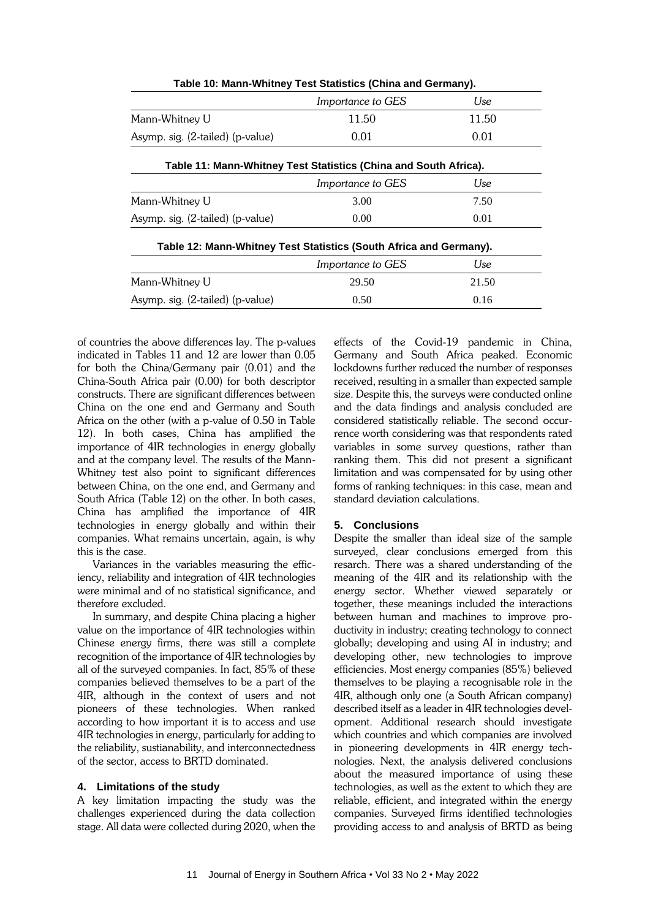**Table 10: Mann-Whitney Test Statistics (China and Germany).**

| | *Importance to GES* | *Use* |
|---|---|---|
| Mann-Whitney U | 11.50 | 11.50 |
| Asymp. sig. (2-tailed) (p-value) | 0.01 | 0.01 |

**Table 11: Mann-Whitney Test Statistics (China and South Africa).**

| | *Importance to GES* | *Use* |
|---|---|---|
| Mann-Whitney U | 3.00 | 7.50 |
| Asymp. sig. (2-tailed) (p-value) | 0.00 | 0.01 |

**Table 12: Mann-Whitney Test Statistics (South Africa and Germany).**

| | *Importance to GES* | *Use* |
|---|---|---|
| Mann-Whitney U | 29.50 | 21.50 |
| Asymp. sig. (2-tailed) (p-value) | 0.50 | 0.16 |

of countries the above differences lay. The p-values indicated in Tables 11 and 12 are lower than 0.05 for both the China/Germany pair (0.01) and the China-South Africa pair (0.00) for both descriptor constructs. There are significant differences between China on the one end and Germany and South Africa on the other (with a p-value of 0.50 in Table 12). In both cases, China has amplified the importance of 4IR technologies in energy globally and at the company level. The results of the Mann-Whitney test also point to significant differences between China, on the one end, and Germany and South Africa (Table 12) on the other. In both cases, China has amplified the importance of 4IR technologies in energy globally and within their companies. What remains uncertain, again, is why this is the case.

Variances in the variables measuring the efficiency, reliability and integration of 4IR technologies were minimal and of no statistical significance, and therefore excluded.

In summary, and despite China placing a higher value on the importance of 4IR technologies within Chinese energy firms, there was still a complete recognition of the importance of 4IR technologies by all of the surveyed companies. In fact, 85% of these companies believed themselves to be a part of the 4IR, although in the context of users and not pioneers of these technologies. When ranked according to how important it is to access and use 4IR technologies in energy, particularly for adding to the reliability, sustianability, and interconnectedness of the sector, access to BRTD dominated.

## 4. Limitations of the study

A key limitation impacting the study was the challenges experienced during the data collection stage. All data were collected during 2020, when the effects of the Covid-19 pandemic in China, Germany and South Africa peaked. Economic lockdowns further reduced the number of responses received, resulting in a smaller than expected sample size. Despite this, the surveys were conducted online and the data findings and analysis concluded are considered statistically reliable. The second occurrence worth considering was that respondents rated variables in some survey questions, rather than ranking them. This did not present a significant limitation and was compensated for by using other forms of ranking techniques: in this case, mean and standard deviation calculations.

## 5. Conclusions

Despite the smaller than ideal size of the sample surveyed, clear conclusions emerged from this research. There was a shared understanding of the meaning of the 4IR and its relationship with the energy sector. Whether viewed separately or together, these meanings included the interactions between human and machines to improve productivity in industry; creating technology to connect globally; developing and using AI in industry; and developing other, new technologies to improve efficiencies. Most energy companies (85%) believed themselves to be playing a recognisable role in the 4IR, although only one (a South African company) described itself as a leader in 4IR technologies development. Additional research should investigate which countries and which companies are involved in pioneering developments in 4IR energy technologies. Next, the analysis delivered conclusions about the measured importance of using these technologies, as well as the extent to which they are reliable, efficient, and integrated within the energy companies. Surveyed firms identified technologies providing access to and analysis of BRTD as being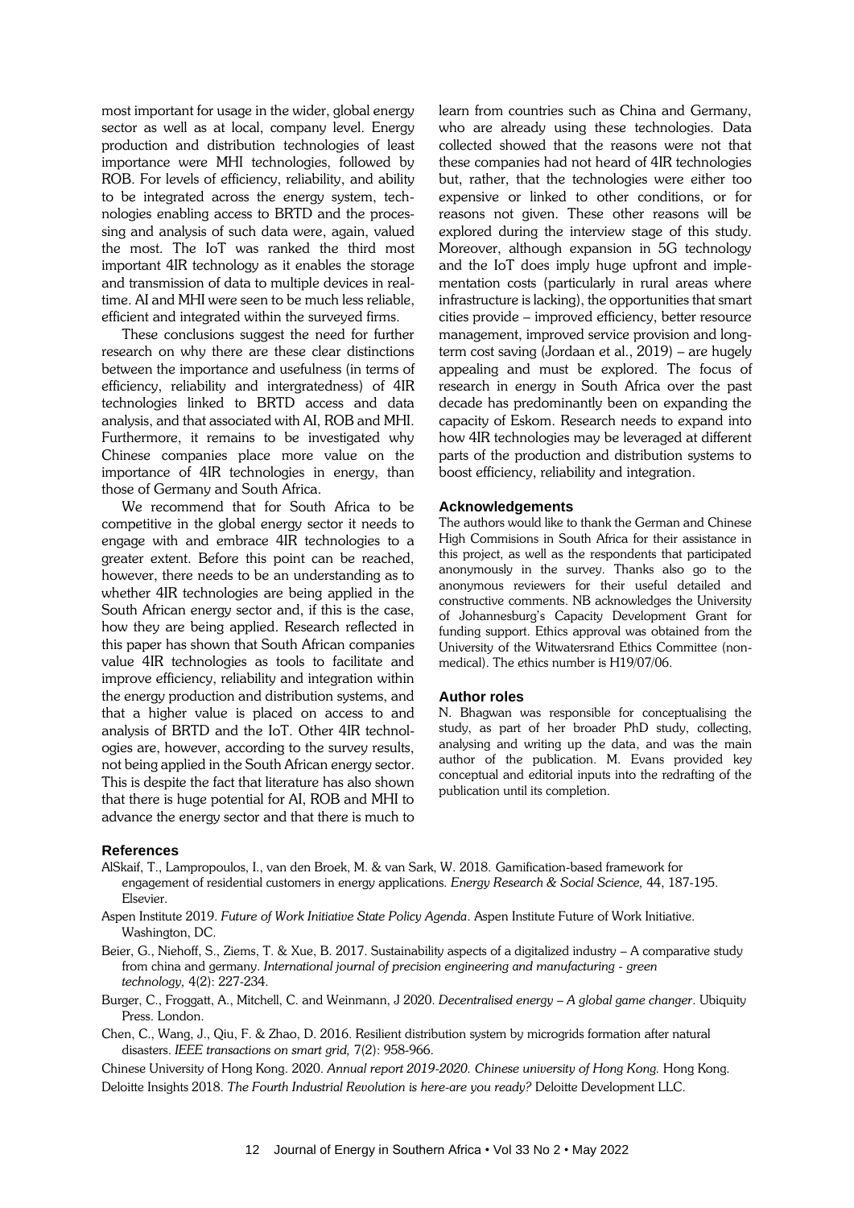most important for usage in the wider, global energy sector as well as at local, company level. Energy production and distribution technologies of least importance were MHI technologies, followed by ROB. For levels of efficiency, reliability, and ability to be integrated across the energy system, technologies enabling access to BRTD and the processing and analysis of such data were, again, valued the most. The IoT was ranked the third most important 4IR technology as it enables the storage and transmission of data to multiple devices in real-time. AI and MHI were seen to be much less reliable, efficient and integrated within the surveyed firms.

These conclusions suggest the need for further research on why there are these clear distinctions between the importance and usefulness (in terms of efficiency, reliability and intergratedness) of 4IR technologies linked to BRTD access and data analysis, and that associated with AI, ROB and MHI. Furthermore, it remains to be investigated why Chinese companies place more value on the importance of 4IR technologies in energy, than those of Germany and South Africa.

We recommend that for South Africa to be competitive in the global energy sector it needs to engage with and embrace 4IR technologies to a greater extent. Before this point can be reached, however, there needs to be an understanding as to whether 4IR technologies are being applied in the South African energy sector and, if this is the case, how they are being applied. Research reflected in this paper has shown that South African companies value 4IR technologies as tools to facilitate and improve efficiency, reliability and integration within the energy production and distribution systems, and that a higher value is placed on access to and analysis of BRTD and the IoT. Other 4IR technologies are, however, according to the survey results, not being applied in the South African energy sector. This is despite the fact that literature has also shown that there is huge potential for AI, ROB and MHI to advance the energy sector and that there is much to learn from countries such as China and Germany, who are already using these technologies. Data collected showed that the reasons were not that these companies had not heard of 4IR technologies but, rather, that the technologies were either too expensive or linked to other conditions, or for reasons not given. These other reasons will be explored during the interview stage of this study. Moreover, although expansion in 5G technology and the IoT does imply huge upfront and implementation costs (particularly in rural areas where infrastructure is lacking), the opportunities that smart cities provide – improved efficiency, better resource management, improved service provision and long-term cost saving (Jordaan et al., 2019) – are hugely appealing and must be explored. The focus of research in energy in South Africa over the past decade has predominantly been on expanding the capacity of Eskom. Research needs to expand into how 4IR technologies may be leveraged at different parts of the production and distribution systems to boost efficiency, reliability and integration.

## Acknowledgements

The authors would like to thank the German and Chinese High Commisions in South Africa for their assistance in this project, as well as the respondents that participated anonymously in the survey. Thanks also go to the anonymous reviewers for their useful detailed and constructive comments. NB acknowledges the University of Johannesburg's Capacity Development Grant for funding support. Ethics approval was obtained from the University of the Witwatersrand Ethics Committee (non-medical). The ethics number is H19/07/06.

## Author roles

N. Bhagwan was responsible for conceptualising the study, as part of her broader PhD study, collecting, analysing and writing up the data, and was the main author of the publication. M. Evans provided key conceptual and editorial inputs into the redrafting of the publication until its completion.

## References

AlSkaif, T., Lampropoulos, I., van den Broek, M. & van Sark, W. 2018. Gamification-based framework for engagement of residential customers in energy applications. *Energy Research & Social Science,* 44, 187-195. Elsevier.

Aspen Institute 2019. *Future of Work Initiative State Policy Agenda*. Aspen Institute Future of Work Initiative. Washington, DC.

Beier, G., Niehoff, S., Ziems, T. & Xue, B. 2017. Sustainability aspects of a digitalized industry – A comparative study from china and germany. *International journal of precision engineering and manufacturing - green technology,* 4(2): 227-234.

Burger, C., Froggatt, A., Mitchell, C. and Weinmann, J 2020. *Decentralised energy – A global game changer*. Ubiquity Press. London.

Chen, C., Wang, J., Qiu, F. & Zhao, D. 2016. Resilient distribution system by microgrids formation after natural disasters. *IEEE transactions on smart grid,* 7(2): 958-966.

Chinese University of Hong Kong. 2020. *Annual report 2019-2020. Chinese university of Hong Kong.* Hong Kong.

Deloitte Insights 2018. *The Fourth Industrial Revolution is here-are you ready?* Deloitte Development LLC.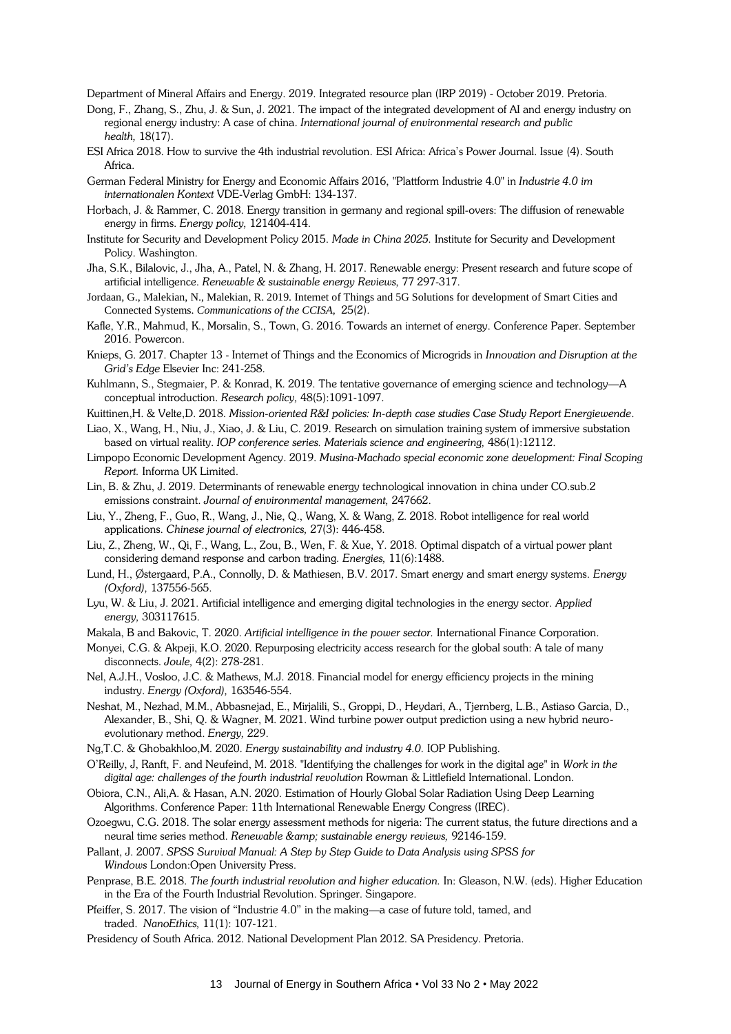Department of Mineral Affairs and Energy. 2019. Integrated resource plan (IRP 2019) - October 2019. Pretoria.

Dong, F., Zhang, S., Zhu, J. & Sun, J. 2021. The impact of the integrated development of AI and energy industry on regional energy industry: A case of china. *International journal of environmental research and public health,* 18(17).

ESI Africa 2018. How to survive the 4th industrial revolution. ESI Africa: Africa's Power Journal. Issue (4). South Africa.

German Federal Ministry for Energy and Economic Affairs 2016, "Plattform Industrie 4.0" in *Industrie 4.0 im internationalen Kontext* VDE-Verlag GmbH: 134-137.

Horbach, J. & Rammer, C. 2018. Energy transition in germany and regional spill-overs: The diffusion of renewable energy in firms. *Energy policy,* 121404-414.

Institute for Security and Development Policy 2015. *Made in China 2025.* Institute for Security and Development Policy. Washington.

Jha, S.K., Bilalovic, J., Jha, A., Patel, N. & Zhang, H. 2017. Renewable energy: Present research and future scope of artificial intelligence. *Renewable & sustainable energy Reviews,* 77 297-317.

Jordaan, G., Malekian, N., Malekian, R. 2019. Internet of Things and 5G Solutions for development of Smart Cities and Connected Systems. *Communications of the CCISA,* 25(2).

Kafle, Y.R., Mahmud, K., Morsalin, S., Town, G. 2016. Towards an internet of energy. Conference Paper. September 2016. Powercon.

Knieps, G. 2017. Chapter 13 - Internet of Things and the Economics of Microgrids in *Innovation and Disruption at the Grid's Edge* Elsevier Inc: 241-258.

Kuhlmann, S., Stegmaier, P. & Konrad, K. 2019. The tentative governance of emerging science and technology—A conceptual introduction. *Research policy,* 48(5):1091-1097.

Kuittinen,H. & Velte,D. 2018. *Mission-oriented R&I policies: In-depth case studies Case Study Report Energiewende*.

Liao, X., Wang, H., Niu, J., Xiao, J. & Liu, C. 2019. Research on simulation training system of immersive substation based on virtual reality. *IOP conference series. Materials science and engineering,* 486(1):12112.

Limpopo Economic Development Agency. 2019. *Musina-Machado special economic zone development: Final Scoping Report.* Informa UK Limited.

Lin, B. & Zhu, J. 2019. Determinants of renewable energy technological innovation in china under CO.sub.2 emissions constraint. *Journal of environmental management,* 247662.

Liu, Y., Zheng, F., Guo, R., Wang, J., Nie, Q., Wang, X. & Wang, Z. 2018. Robot intelligence for real world applications. *Chinese journal of electronics,* 27(3): 446-458.

Liu, Z., Zheng, W., Qi, F., Wang, L., Zou, B., Wen, F. & Xue, Y. 2018. Optimal dispatch of a virtual power plant considering demand response and carbon trading. *Energies,* 11(6):1488.

Lund, H., Østergaard, P.A., Connolly, D. & Mathiesen, B.V. 2017. Smart energy and smart energy systems. *Energy (Oxford),* 137556-565.

Lyu, W. & Liu, J. 2021. Artificial intelligence and emerging digital technologies in the energy sector. *Applied energy,* 303117615.

Makala, B and Bakovic, T. 2020. *Artificial intelligence in the power sector.* International Finance Corporation.

Monyei, C.G. & Akpeji, K.O. 2020. Repurposing electricity access research for the global south: A tale of many disconnects. *Joule,* 4(2): 278-281.

Nel, A.J.H., Vosloo, J.C. & Mathews, M.J. 2018. Financial model for energy efficiency projects in the mining industry. *Energy (Oxford),* 163546-554.

Neshat, M., Nezhad, M.M., Abbasnejad, E., Mirjalili, S., Groppi, D., Heydari, A., Tjernberg, L.B., Astiaso Garcia, D., Alexander, B., Shi, Q. & Wagner, M. 2021. Wind turbine power output prediction using a new hybrid neuro-evolutionary method. *Energy,* 229.

Ng,T.C. & Ghobakhloo,M. 2020. *Energy sustainability and industry 4.0.* IOP Publishing.

O'Reilly, J, Ranft, F. and Neufeind, M. 2018. "Identifying the challenges for work in the digital age" in *Work in the digital age: challenges of the fourth industrial revolution* Rowman & Littlefield International. London.

Obiora, C.N., Ali,A. & Hasan, A.N. 2020. Estimation of Hourly Global Solar Radiation Using Deep Learning Algorithms. Conference Paper: 11th International Renewable Energy Congress (IREC).

Ozoegwu, C.G. 2018. The solar energy assessment methods for nigeria: The current status, the future directions and a neural time series method. *Renewable &amp; sustainable energy reviews,* 92146-159.

Pallant, J. 2007. *SPSS Survival Manual: A Step by Step Guide to Data Analysis using SPSS for Windows* London:Open University Press.

Penprase, B.E. 2018. *The fourth industrial revolution and higher education.* In: Gleason, N.W. (eds). Higher Education in the Era of the Fourth Industrial Revolution. Springer. Singapore.

Pfeiffer, S. 2017. The vision of "Industrie 4.0" in the making—a case of future told, tamed, and traded. *NanoEthics,* 11(1): 107-121.

Presidency of South Africa. 2012. National Development Plan 2012. SA Presidency. Pretoria.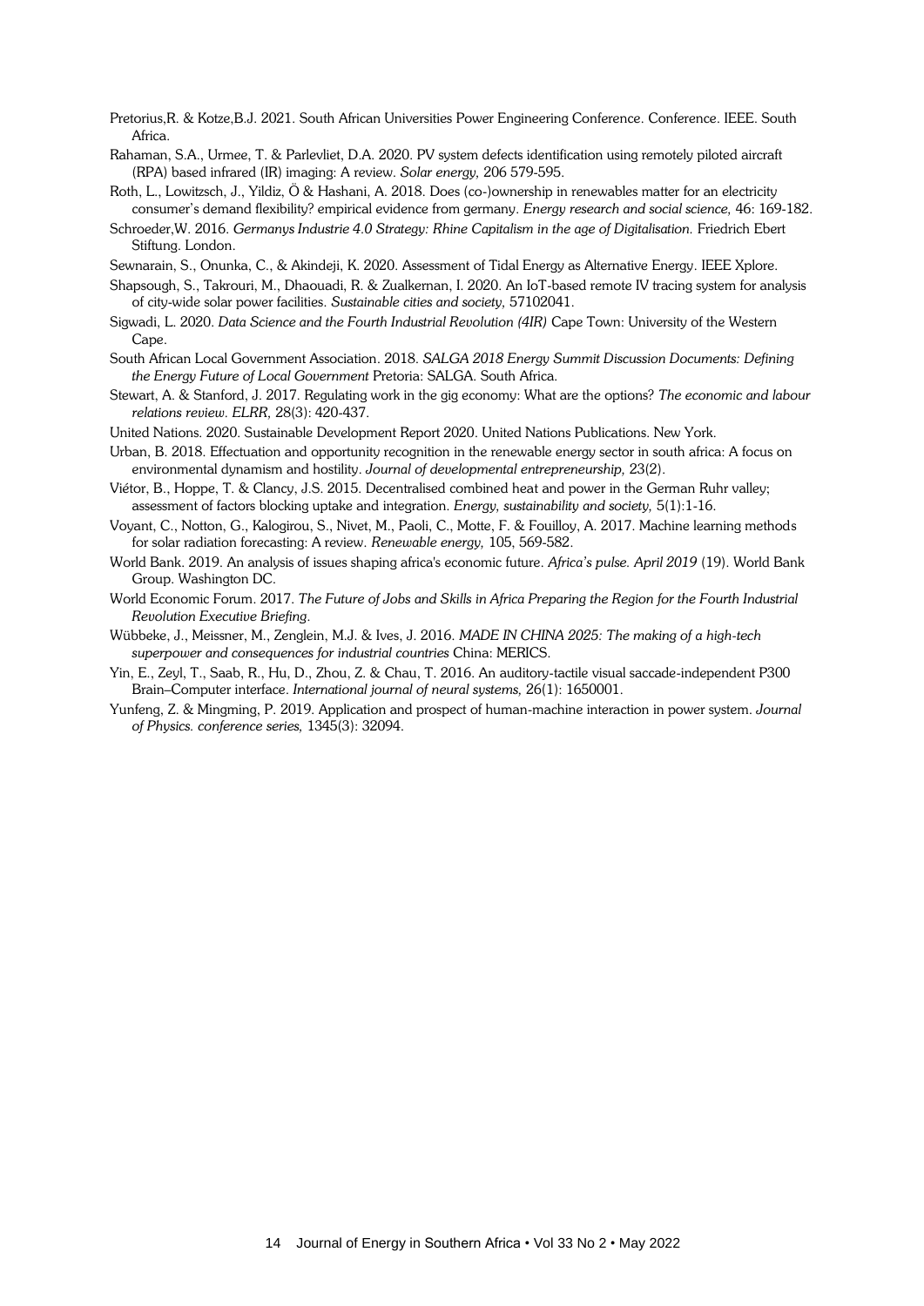Pretorius,R. & Kotze,B.J. 2021. South African Universities Power Engineering Conference. Conference. IEEE. South Africa.

Rahaman, S.A., Urmee, T. & Parlevliet, D.A. 2020. PV system defects identification using remotely piloted aircraft (RPA) based infrared (IR) imaging: A review. *Solar energy,* 206 579-595.

Roth, L., Lowitzsch, J., Yildiz, Ö & Hashani, A. 2018. Does (co-)ownership in renewables matter for an electricity consumer's demand flexibility? empirical evidence from germany. *Energy research and social science,* 46: 169-182.

Schroeder,W. 2016. *Germanys Industrie 4.0 Strategy: Rhine Capitalism in the age of Digitalisation.* Friedrich Ebert Stiftung. London.

Sewnarain, S., Onunka, C., & Akindeji, K. 2020. Assessment of Tidal Energy as Alternative Energy. IEEE Xplore.

Shapsough, S., Takrouri, M., Dhaouadi, R. & Zualkernan, I. 2020. An IoT-based remote IV tracing system for analysis of city-wide solar power facilities. *Sustainable cities and society,* 57102041.

Sigwadi, L. 2020. *Data Science and the Fourth Industrial Revolution (4IR)* Cape Town: University of the Western Cape.

South African Local Government Association. 2018. *SALGA 2018 Energy Summit Discussion Documents: Defining the Energy Future of Local Government* Pretoria: SALGA. South Africa.

Stewart, A. & Stanford, J. 2017. Regulating work in the gig economy: What are the options? *The economic and labour relations review. ELRR,* 28(3): 420-437.

United Nations. 2020. Sustainable Development Report 2020. United Nations Publications. New York.

Urban, B. 2018. Effectuation and opportunity recognition in the renewable energy sector in south africa: A focus on environmental dynamism and hostility. *Journal of developmental entrepreneurship,* 23(2).

Viétor, B., Hoppe, T. & Clancy, J.S. 2015. Decentralised combined heat and power in the German Ruhr valley; assessment of factors blocking uptake and integration. *Energy, sustainability and society,* 5(1):1-16.

Voyant, C., Notton, G., Kalogirou, S., Nivet, M., Paoli, C., Motte, F. & Fouilloy, A. 2017. Machine learning methods for solar radiation forecasting: A review. *Renewable energy,* 105, 569-582.

World Bank. 2019. An analysis of issues shaping africa's economic future. *Africa's pulse. April 2019* (19). World Bank Group. Washington DC.

World Economic Forum. 2017. *The Future of Jobs and Skills in Africa Preparing the Region for the Fourth Industrial Revolution Executive Briefing*.

Wübbeke, J., Meissner, M., Zenglein, M.J. & Ives, J. 2016. *MADE IN CHINA 2025: The making of a high-tech superpower and consequences for industrial countries* China: MERICS.

Yin, E., Zeyl, T., Saab, R., Hu, D., Zhou, Z. & Chau, T. 2016. An auditory-tactile visual saccade-independent P300 Brain–Computer interface. *International journal of neural systems,* 26(1): 1650001.

Yunfeng, Z. & Mingming, P. 2019. Application and prospect of human-machine interaction in power system. *Journal of Physics. conference series,* 1345(3): 32094.